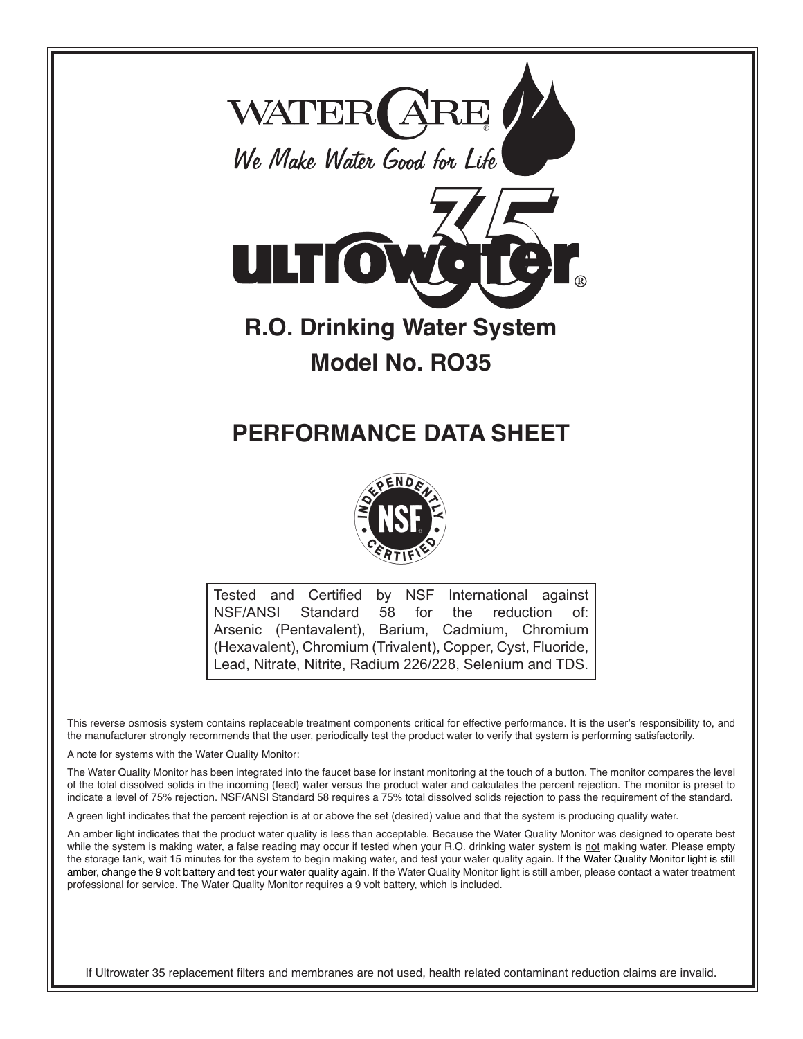WATERCARE®

*We Make Water Good for Life*

ULTROWATER® 35

# R.O. Drinking Water System

# Model No. RO35

## PERFORMANCE DATA SHEET

INDEPENDENTLY NSF® CERTIFIED

Tested and Certified by NSF International against NSF/ANSI Standard 58 for the reduction of: Arsenic (Pentavalent), Barium, Cadmium, Chromium (Hexavalent), Chromium (Trivalent), Copper, Cyst, Fluoride, Lead, Nitrate, Nitrite, Radium 226/228, Selenium and TDS.

This reverse osmosis system contains replaceable treatment components critical for effective performance. It is the user's responsibility to, and the manufacturer strongly recommends that the user, periodically test the product water to verify that system is performing satisfactorily.

A note for systems with the Water Quality Monitor:

The Water Quality Monitor has been integrated into the faucet base for instant monitoring at the touch of a button. The monitor compares the level of the total dissolved solids in the incoming (feed) water versus the product water and calculates the percent rejection. The monitor is preset to indicate a level of 75% rejection. NSF/ANSI Standard 58 requires a 75% total dissolved solids rejection to pass the requirement of the standard.

A green light indicates that the percent rejection is at or above the set (desired) value and that the system is producing quality water.

An amber light indicates that the product water quality is less than acceptable. Because the Water Quality Monitor was designed to operate best while the system is making water, a false reading may occur if tested when your R.O. drinking water system is not making water. Please empty the storage tank, wait 15 minutes for the system to begin making water, and test your water quality again. If the Water Quality Monitor light is still amber, change the 9 volt battery and test your water quality again. If the Water Quality Monitor light is still amber, please contact a water treatment professional for service. The Water Quality Monitor requires a 9 volt battery, which is included.

If Ultrowater 35 replacement filters and membranes are not used, health related contaminant reduction claims are invalid.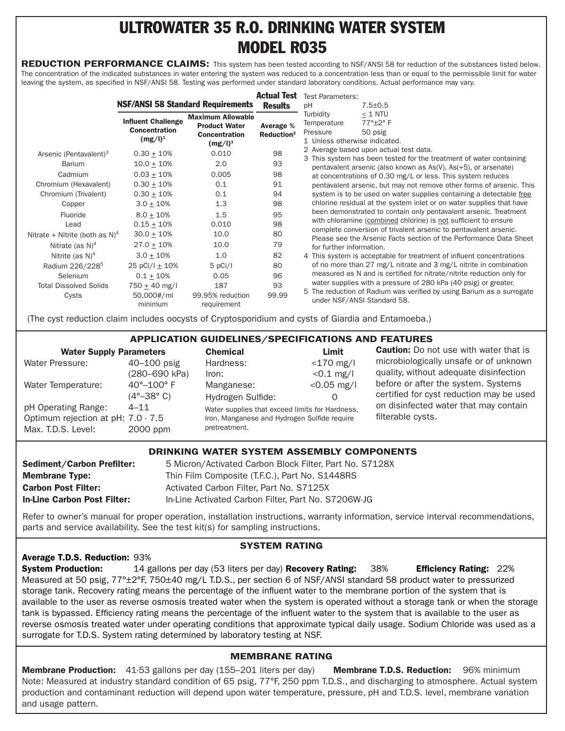# ULTROWATER 35 R.O. DRINKING WATER SYSTEM MODEL RO35

**REDUCTION PERFORMANCE CLAIMS:** This system has been tested according to NSF/ANSI 58 for reduction of the substances listed below. The concentration of the indicated substances in water entering the system was reduced to a concentration less than or equal to the permissible limit for water leaving the system, as specified in NSF/ANSI 58. Testing was performed under standard laboratory conditions. Actual performance may vary.

| | NSF/ANSI 58 Standard Requirements | | Actual Test Results |
|---|---|---|---|
| | Influent Challenge Concentration (mg/l)[1] | Maximum Allowable Product Water Concentration (mg/l)[1] | Average % Reduction[2] |
| Arsenic (Pentavalent)[3] | 0.30 ± 10% | 0.010 | 98 |
| Barium | 10.0 ± 10% | 2.0 | 93 |
| Cadmium | 0.03 ± 10% | 0.005 | 98 |
| Chromium (Hexavalent) | 0.30 ± 10% | 0.1 | 91 |
| Chromium (Trivalent) | 0.30 ± 10% | 0.1 | 94 |
| Copper | 3.0 ± 10% | 1.3 | 98 |
| Fluoride | 8.0 ± 10% | 1.5 | 95 |
| Lead | 0.15 ± 10% | 0.010 | 98 |
| Nitrate + Nitrite (both as N)[4] | 30.0 ± 10% | 10.0 | 80 |
| Nitrate (as N)[4] | 27.0 ± 10% | 10.0 | 79 |
| Nitrite (as N)[4] | 3.0 ± 10% | 1.0 | 82 |
| Radium 226/228[5] | 25 pCi/l ± 10% | 5 pCi/l | 80 |
| Selenium | 0.1 ± 10% | 0.05 | 96 |
| Total Dissolved Solids | 750 ± 40 mg/l | 187 | 93 |
| Cysts | 50,000#/ml minimum | 99.95% reduction requirement | 99.99 |

Test Parameters:

| | |
|---|---|
| pH | 7.5±0.5 |
| Turbidity | ≤ 1 NTU |
| Temperature | 77°±2° F |
| Pressure | 50 psig |

1 Unless otherwise indicated.

2 Average based upon actual test data.

3 This system has been tested for the treatment of water containing pentavalent arsenic (also known as As(V), As(+5), or arsenate) at concentrations of 0.30 mg/L or less. This system reduces pentavalent arsenic, but may not remove other forms of arsenic. This system is to be used on water supplies containing a detectable free chlorine residual at the system inlet or on water supplies that have been demonstrated to contain only pentavalent arsenic. Treatment with chloramine (combined chlorine) is not sufficient to ensure complete conversion of trivalent arsenic to pentavalent arsenic. Please see the Arsenic Facts section of the Performance Data Sheet for further information.

4 This system is acceptable for treatment of influent concentrations of no more than 27 mg/L nitrate and 3 mg/L nitrite in combination measured as N and is certified for nitrate/nitrite reduction only for water supplies with a pressure of 280 kPa (40 psig) or greater.

5 The reduction of Radium was verified by using Barium as a surrogate under NSF/ANSI Standard 58.

(The cyst reduction claim includes oocysts of Cryptosporidium and cysts of Giardia and Entamoeba.)

## APPLICATION GUIDELINES/SPECIFICATIONS AND FEATURES

| Water Supply Parameters | |
|---|---|
| Water Pressure: | 40–100 psig (280–690 kPa) |
| Water Temperature: | 40°–100° F (4°–38° C) |
| pH Operating Range: | 4–11 |
| Optimum rejection at pH: | 7.0 - 7.5 |
| Max. T.D.S. Level: | 2000 ppm |

| Chemical | Limit |
|---|---|
| Hardness: | <170 mg/l |
| Iron: | <0.1 mg/l |
| Manganese: | <0.05 mg/l |
| Hydrogen Sulfide: | 0 |

Water supplies that exceed limits for Hardness, Iron, Manganese and Hydrogen Sulfide require pretreatment.

**Caution:** Do not use with water that is microbiologically unsafe or of unknown quality, without adequate disinfection before or after the system. Systems certified for cyst reduction may be used on disinfected water that may contain filterable cysts.

## DRINKING WATER SYSTEM ASSEMBLY COMPONENTS

**Sediment/Carbon Prefilter:** 5 Micron/Activated Carbon Block Filter, Part No. S7128X
**Membrane Type:** Thin Film Composite (T.F.C.), Part No. S1448RS
**Carbon Post Filter:** Activated Carbon Filter, Part No. S7125X
**In-Line Carbon Post Filter:** In-Line Activated Carbon Filter, Part No. S7206W-JG

Refer to owner's manual for proper operation, installation instructions, warranty information, service interval recommendations, parts and service availability. See the test kit(s) for sampling instructions.

## SYSTEM RATING

**Average T.D.S. Reduction:** 93%
**System Production:** 14 gallons per day (53 liters per day) **Recovery Rating:** 38% **Efficiency Rating:** 22%
Measured at 50 psig, 77°±2°F, 750±40 mg/L T.D.S., per section 6 of NSF/ANSI standard 58 product water to pressurized storage tank. Recovery rating means the percentage of the influent water to the membrane portion of the system that is available to the user as reverse osmosis treated water when the system is operated without a storage tank or when the storage tank is bypassed. Efficiency rating means the percentage of the influent water to the system that is available to the user as reverse osmosis treated water under operating conditions that approximate typical daily usage. Sodium Chloride was used as a surrogate for T.D.S. System rating determined by laboratory testing at NSF.

## MEMBRANE RATING

**Membrane Production:** 41-53 gallons per day (155–201 liters per day) **Membrane T.D.S. Reduction:** 96% minimum
Note: Measured at industry standard condition of 65 psig, 77°F, 250 ppm T.D.S., and discharging to atmosphere. Actual system production and contaminant reduction will depend upon water temperature, pressure, pH and T.D.S. level, membrane variation and usage pattern.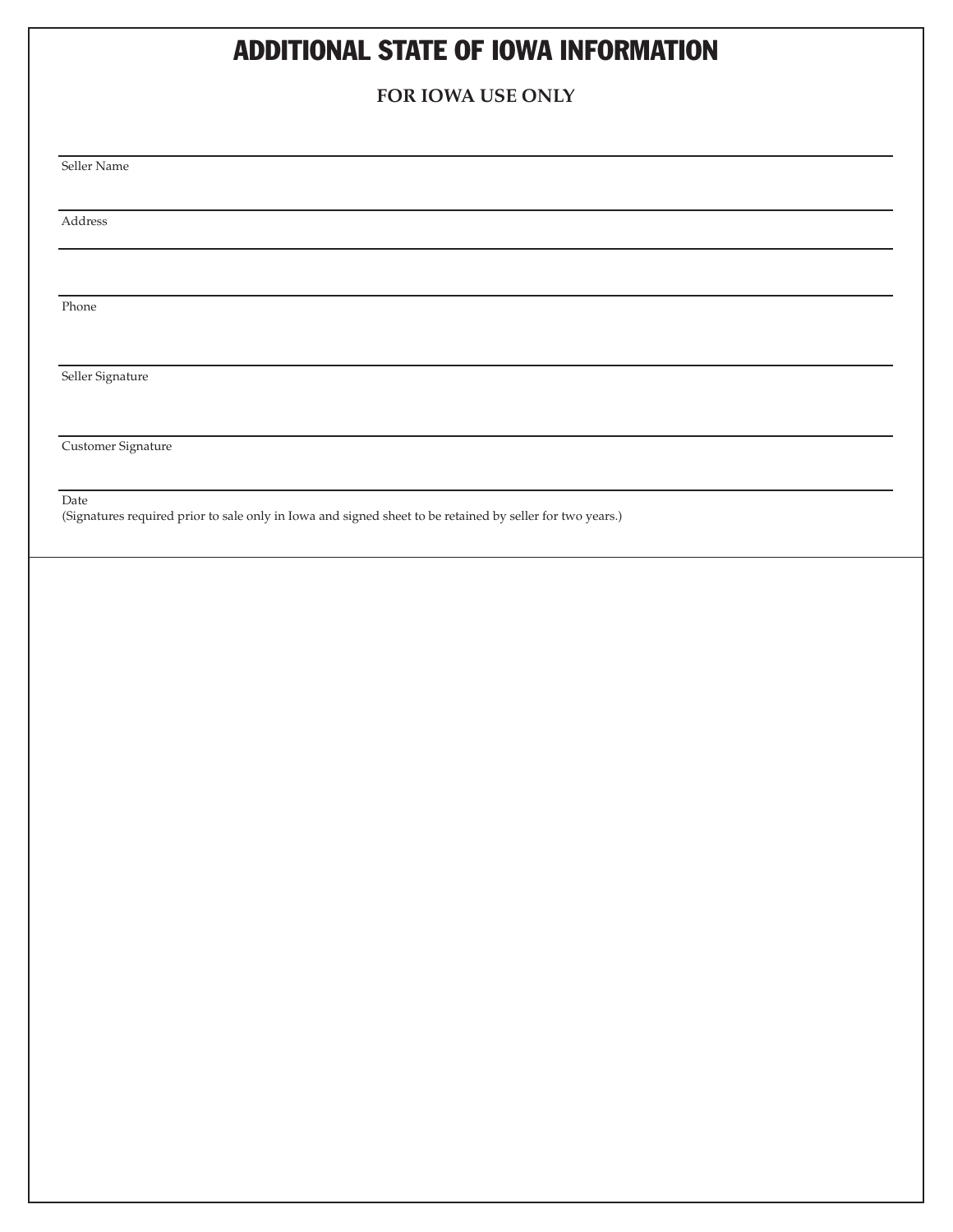# ADDITIONAL STATE OF IOWA INFORMATION

**FOR IOWA USE ONLY**

Seller Name

Address

Phone

Seller Signature

Customer Signature

Date
(Signatures required prior to sale only in Iowa and signed sheet to be retained by seller for two years.)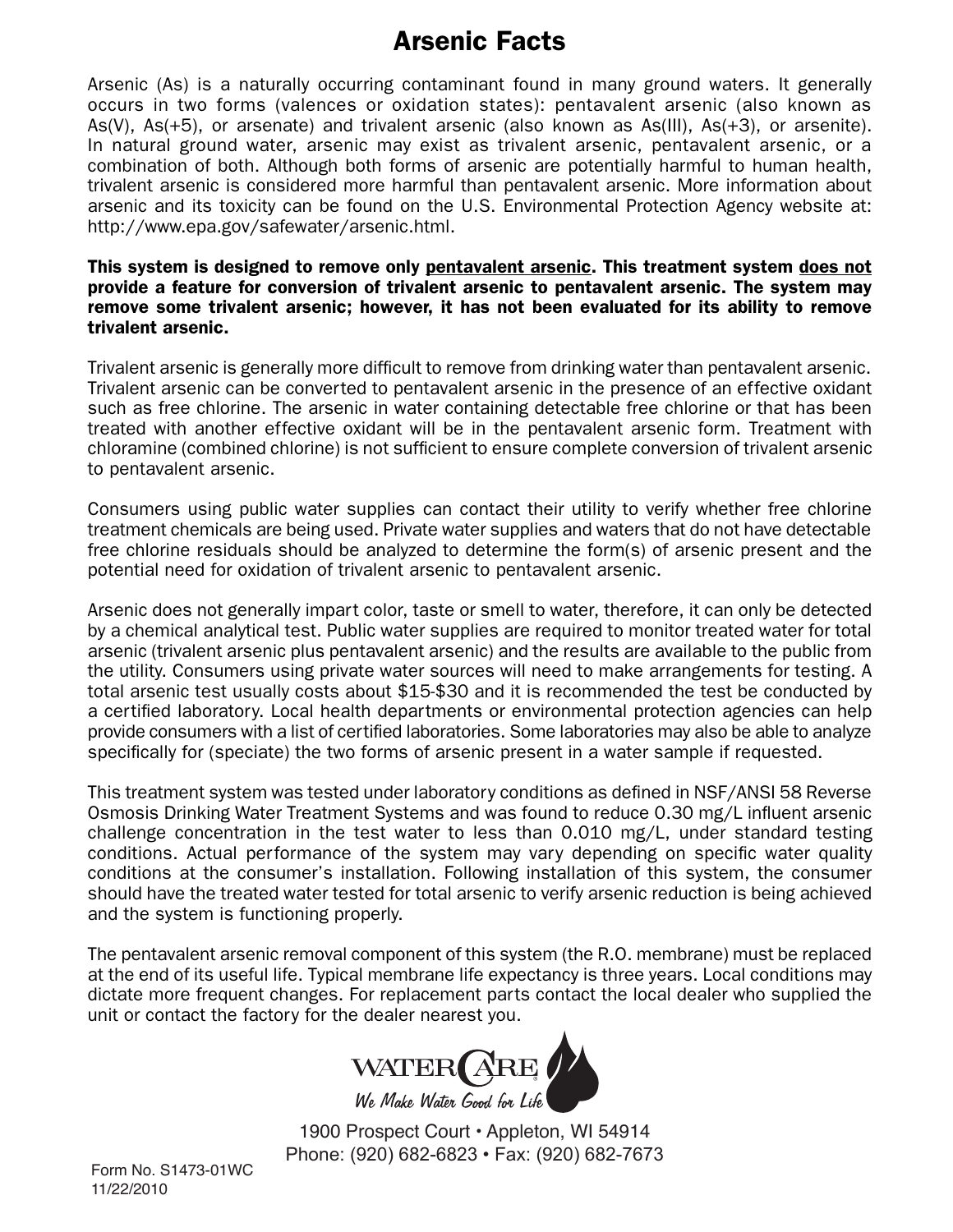# Arsenic Facts

Arsenic (As) is a naturally occurring contaminant found in many ground waters. It generally occurs in two forms (valences or oxidation states): pentavalent arsenic (also known as As(V), As(+5), or arsenate) and trivalent arsenic (also known as As(III), As(+3), or arsenite). In natural ground water, arsenic may exist as trivalent arsenic, pentavalent arsenic, or a combination of both. Although both forms of arsenic are potentially harmful to human health, trivalent arsenic is considered more harmful than pentavalent arsenic. More information about arsenic and its toxicity can be found on the U.S. Environmental Protection Agency website at: http://www.epa.gov/safewater/arsenic.html.

**This system is designed to remove only <u>pentavalent arsenic</u>. This treatment system <u>does not</u> provide a feature for conversion of trivalent arsenic to pentavalent arsenic. The system may remove some trivalent arsenic; however, it has not been evaluated for its ability to remove trivalent arsenic.**

Trivalent arsenic is generally more difficult to remove from drinking water than pentavalent arsenic. Trivalent arsenic can be converted to pentavalent arsenic in the presence of an effective oxidant such as free chlorine. The arsenic in water containing detectable free chlorine or that has been treated with another effective oxidant will be in the pentavalent arsenic form. Treatment with chloramine (combined chlorine) is not sufficient to ensure complete conversion of trivalent arsenic to pentavalent arsenic.

Consumers using public water supplies can contact their utility to verify whether free chlorine treatment chemicals are being used. Private water supplies and waters that do not have detectable free chlorine residuals should be analyzed to determine the form(s) of arsenic present and the potential need for oxidation of trivalent arsenic to pentavalent arsenic.

Arsenic does not generally impart color, taste or smell to water, therefore, it can only be detected by a chemical analytical test. Public water supplies are required to monitor treated water for total arsenic (trivalent arsenic plus pentavalent arsenic) and the results are available to the public from the utility. Consumers using private water sources will need to make arrangements for testing. A total arsenic test usually costs about $15-$30 and it is recommended the test be conducted by a certified laboratory. Local health departments or environmental protection agencies can help provide consumers with a list of certified laboratories. Some laboratories may also be able to analyze specifically for (speciate) the two forms of arsenic present in a water sample if requested.

This treatment system was tested under laboratory conditions as defined in NSF/ANSI 58 Reverse Osmosis Drinking Water Treatment Systems and was found to reduce 0.30 mg/L influent arsenic challenge concentration in the test water to less than 0.010 mg/L, under standard testing conditions. Actual performance of the system may vary depending on specific water quality conditions at the consumer's installation. Following installation of this system, the consumer should have the treated water tested for total arsenic to verify arsenic reduction is being achieved and the system is functioning properly.

The pentavalent arsenic removal component of this system (the R.O. membrane) must be replaced at the end of its useful life. Typical membrane life expectancy is three years. Local conditions may dictate more frequent changes. For replacement parts contact the local dealer who supplied the unit or contact the factory for the dealer nearest you.

WATERCARE®

*We Make Water Good for Life*

1900 Prospect Court • Appleton, WI 54914
Phone: (920) 682-6823 • Fax: (920) 682-7673

Form No. S1473-01WC
11/22/2010